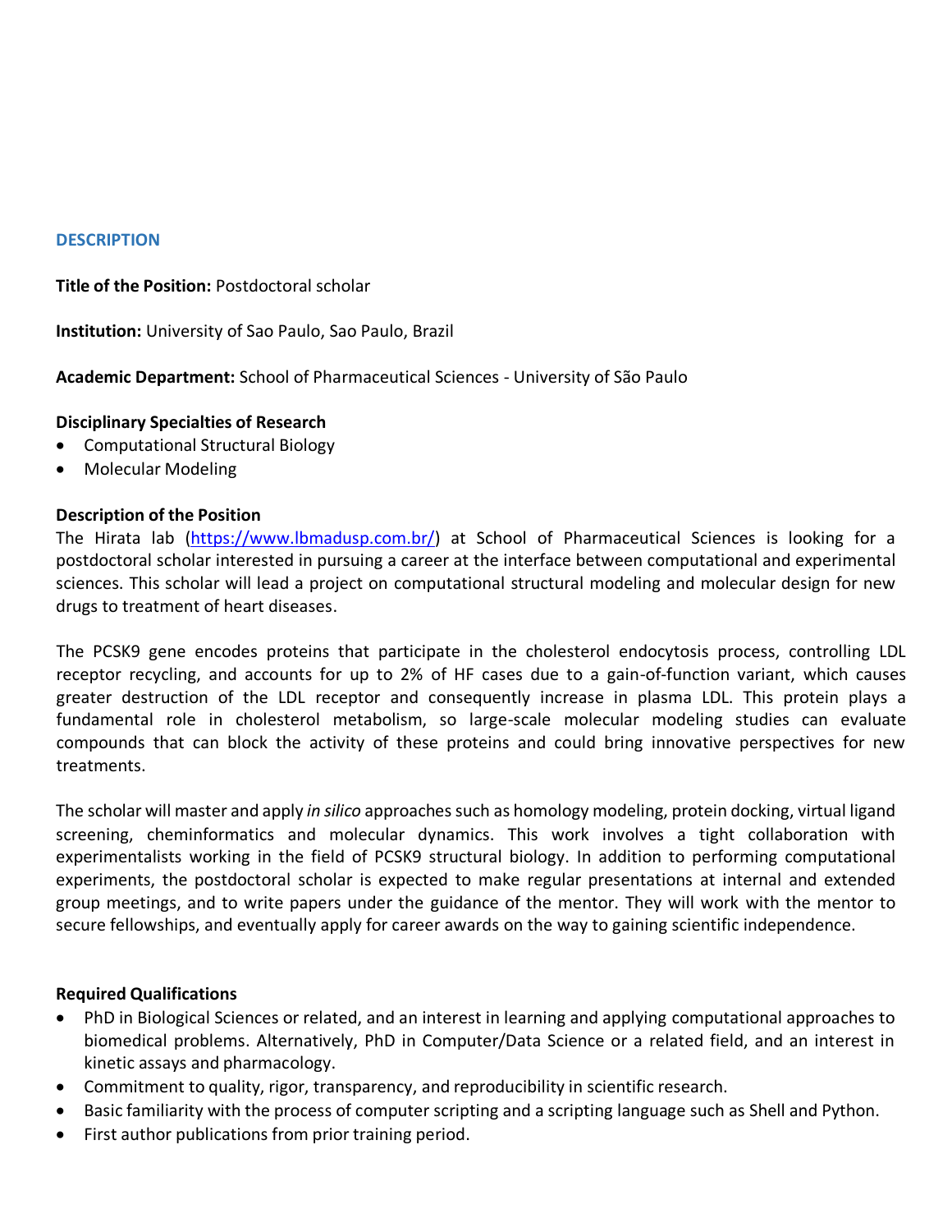## DESCRIPTION

**Title of the Position:** Postdoctoral scholar

**Institution:** University of Sao Paulo, Sao Paulo, Brazil

**Academic Department:** School of Pharmaceutical Sciences - University of São Paulo

**Disciplinary Specialties of Research**

- Computational Structural Biology
- Molecular Modeling

**Description of the Position**

The Hirata lab (https://www.lbmadusp.com.br/) at School of Pharmaceutical Sciences is looking for a postdoctoral scholar interested in pursuing a career at the interface between computational and experimental sciences. This scholar will lead a project on computational structural modeling and molecular design for new drugs to treatment of heart diseases.

The PCSK9 gene encodes proteins that participate in the cholesterol endocytosis process, controlling LDL receptor recycling, and accounts for up to 2% of HF cases due to a gain-of-function variant, which causes greater destruction of the LDL receptor and consequently increase in plasma LDL. This protein plays a fundamental role in cholesterol metabolism, so large-scale molecular modeling studies can evaluate compounds that can block the activity of these proteins and could bring innovative perspectives for new treatments.

The scholar will master and apply *in silico* approaches such as homology modeling, protein docking, virtual ligand screening, cheminformatics and molecular dynamics. This work involves a tight collaboration with experimentalists working in the field of PCSK9 structural biology. In addition to performing computational experiments, the postdoctoral scholar is expected to make regular presentations at internal and extended group meetings, and to write papers under the guidance of the mentor. They will work with the mentor to secure fellowships, and eventually apply for career awards on the way to gaining scientific independence.

**Required Qualifications**

- PhD in Biological Sciences or related, and an interest in learning and applying computational approaches to biomedical problems. Alternatively, PhD in Computer/Data Science or a related field, and an interest in kinetic assays and pharmacology.
- Commitment to quality, rigor, transparency, and reproducibility in scientific research.
- Basic familiarity with the process of computer scripting and a scripting language such as Shell and Python.
- First author publications from prior training period.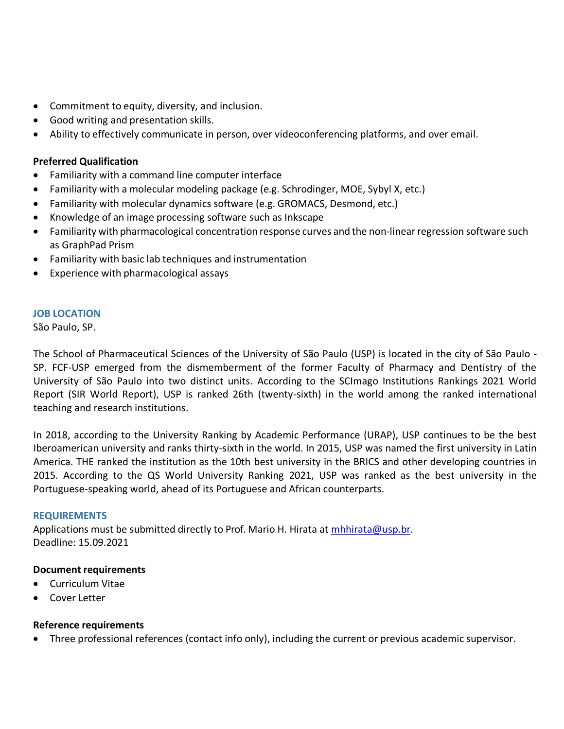- Commitment to equity, diversity, and inclusion.
- Good writing and presentation skills.
- Ability to effectively communicate in person, over videoconferencing platforms, and over email.

**Preferred Qualification**

- Familiarity with a command line computer interface
- Familiarity with a molecular modeling package (e.g. Schrodinger, MOE, Sybyl X, etc.)
- Familiarity with molecular dynamics software (e.g. GROMACS, Desmond, etc.)
- Knowledge of an image processing software such as Inkscape
- Familiarity with pharmacological concentration response curves and the non-linear regression software such as GraphPad Prism
- Familiarity with basic lab techniques and instrumentation
- Experience with pharmacological assays

## JOB LOCATION

São Paulo, SP.

The School of Pharmaceutical Sciences of the University of São Paulo (USP) is located in the city of São Paulo - SP. FCF-USP emerged from the dismemberment of the former Faculty of Pharmacy and Dentistry of the University of São Paulo into two distinct units. According to the SCImago Institutions Rankings 2021 World Report (SIR World Report), USP is ranked 26th (twenty-sixth) in the world among the ranked international teaching and research institutions.

In 2018, according to the University Ranking by Academic Performance (URAP), USP continues to be the best Iberoamerican university and ranks thirty-sixth in the world. In 2015, USP was named the first university in Latin America. THE ranked the institution as the 10th best university in the BRICS and other developing countries in 2015. According to the QS World University Ranking 2021, USP was ranked as the best university in the Portuguese-speaking world, ahead of its Portuguese and African counterparts.

## REQUIREMENTS

Applications must be submitted directly to Prof. Mario H. Hirata at [mhhirata@usp.br](mailto:mhhirata@usp.br).
Deadline: 15.09.2021

**Document requirements**

- Curriculum Vitae
- Cover Letter

**Reference requirements**

- Three professional references (contact info only), including the current or previous academic supervisor.